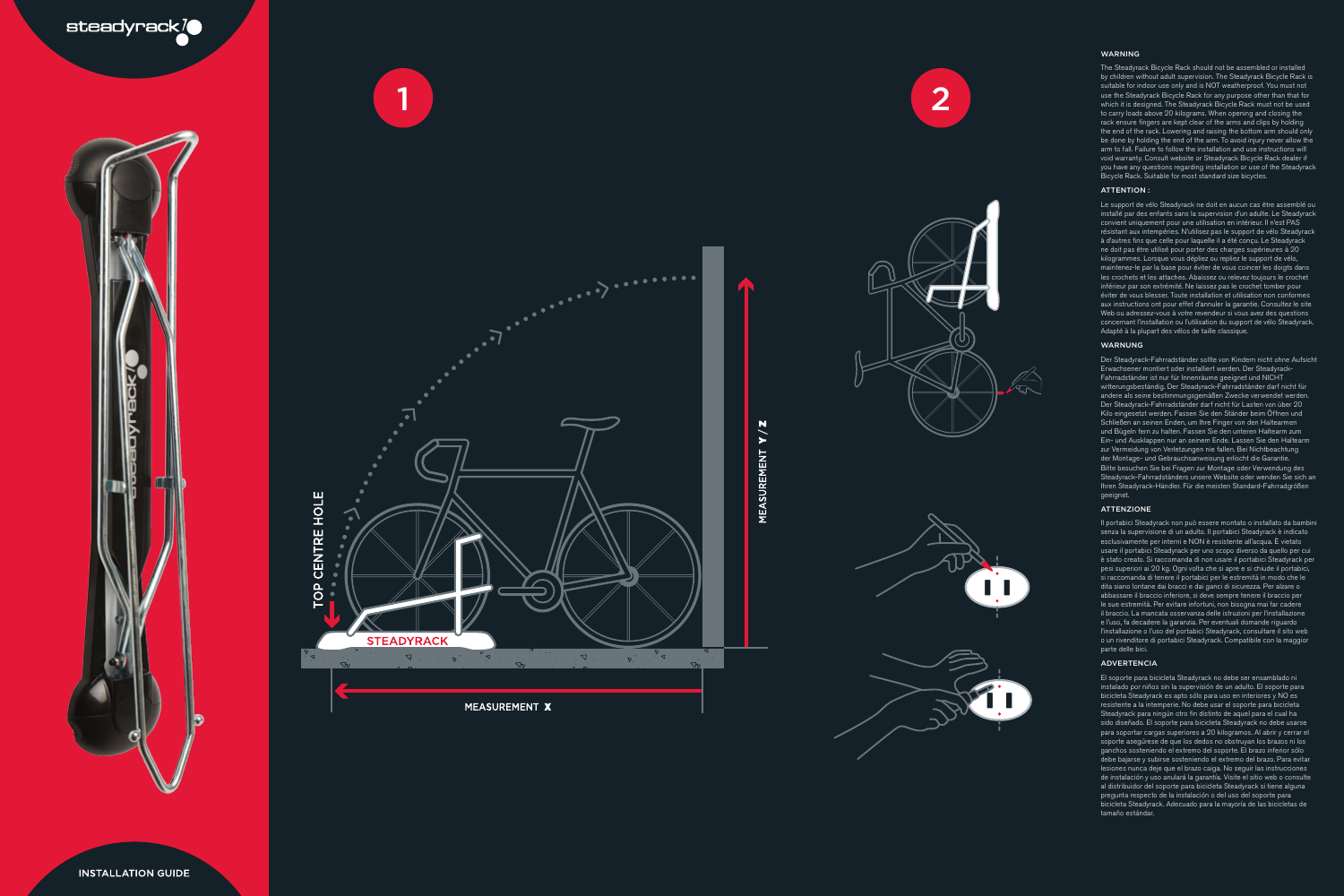steadyrack

INSTALLATION GUIDE

1

TOP CENTRE HOLE

STEADYRACK

MEASUREMENT Y / Z

MEASUREMENT X

2

## WARNING

The Steadyrack Bicycle Rack should not be assembled or installed by children without adult supervision. The Steadyrack Bicycle Rack is suitable for indoor use only and is NOT weatherproof. You must not use the Steadyrack Bicycle Rack for any purpose other than that for which it is designed. The Steadyrack Bicycle Rack must not be used to carry loads above 20 kilograms. When opening and closing the rack ensure fingers are kept clear of the arms and clips by holding the end of the rack. Lowering and raising the bottom arm should only be done by holding the end of the arm. To avoid injury never allow the arm to fall. Failure to follow the installation and use instructions will void warranty. Consult website or Steadyrack Bicycle Rack dealer if you have any questions regarding installation or use of the Steadyrack Bicycle Rack. Suitable for most standard size bicycles.

## ATTENTION :

Le support de vélo Steadyrack ne doit en aucun cas être assemblé ou installé par des enfants sans la supervision d'un adulte. Le Steadyrack convient uniquement pour une utilisation en intérieur. Il n'est PAS résistant aux intempéries. N'utilisez pas le support de vélo Steadyrack à d'autres fins que celle pour laquelle il a été conçu. Le Steadyrack ne doit pas être utilisé pour porter des charges supérieures à 20 kilogrammes. Lorsque vous dépliez ou repliez le support de vélo, maintenez-le par la base pour éviter de vous coincer les doigts dans les crochets et les attaches. Abaissez ou relevez toujours le crochet inférieur par son extrémité. Ne laissez pas le crochet tomber pour éviter de vous blesser. Toute installation et utilisation non conformes aux instructions ont pour effet d'annuler la garantie. Consultez le site Web ou adressez-vous à votre revendeur si vous avez des questions concernant l'installation ou l'utilisation du support de vélo Steadyrack. Adapté à la plupart des vélos de taille classique.

## WARNUNG

Der Steadyrack-Fahrradständer sollte von Kindern nicht ohne Aufsicht Erwachsener montiert oder installiert werden. Der Steadyrack-Fahrradständer ist nur für Innenräume geeignet und NICHT witterungsbeständig. Der Steadyrack-Fahrradständer darf nicht für andere als seine bestimmungsgemäßen Zwecke verwendet werden. Der Steadyrack-Fahrradständer darf nicht für Lasten von über 20 Kilo eingesetzt werden. Fassen Sie den Ständer beim Öffnen und Schließen an seinen Enden, um Ihre Finger von den Haltearmen und Bügeln fern zu halten. Fassen Sie den unteren Haltearm zum Ein- und Ausklappen nur an seinem Ende. Lassen Sie den Haltearm zur Vermeidung von Verletzungen nie fallen. Bei Nichtbeachtung der Montage- und Gebrauchsanweisung erlischt die Garantie. Bitte besuchen Sie bei Fragen zur Montage oder Verwendung des Steadyrack-Fahrradständers unsere Website oder wenden Sie sich an Ihren Steadyrack-Händler. Für die meisten Standard-Fahrradgrößen geeignet.

## ATTENZIONE

Il portabici Steadyrack non può essere montato o installato da bambini senza la supervisione di un adulto. Il portabici Steadyrack è indicato esclusivamente per interni e NON è resistente all'acqua. È vietato usare il portabici Steadyrack per uno scopo diverso da quello per cui è stato creato. Si raccomanda di non usare il portabici Steadyrack per pesi superiori ai 20 kg. Ogni volta che si apre e si chiude il portabici, si raccomanda di tenere il portabici per le estremità in modo che le dita siano lontane dai bracci e dai ganci di sicurezza. Per alzare o abbassare il braccio inferiore, si deve sempre tenere il braccio per le sue estremità. Per evitare infortuni, non bisogna mai far cadere il braccio. La mancata osservanza delle istruzioni per l'installazione e l'uso, fa decadere la garanzia. Per eventuali domande riguardo l'installazione o l'uso del portabici Steadyrack, consultare il sito web o un rivenditore di portabici Steadyrack. Compatibile con la maggior parte delle bici.

## ADVERTENCIA

El soporte para bicicleta Steadyrack no debe ser ensamblado ni instalado por niños sin la supervisión de un adulto. El soporte para bicicleta Steadyrack es apto sólo para uso en interiores y NO es resistente a la intemperie. No debe usar el soporte para bicicleta Steadyrack para ningún otro fin distinto de aquel para el cual ha sido diseñado. El soporte para bicicleta Steadyrack no debe usarse para soportar cargas superiores a 20 kilogramos. Al abrir y cerrar el soporte asegúrese de que los dedos no obstruyan los brazos ni los ganchos sosteniendo el extremo del soporte. El brazo inferior sólo debe bajarse y subirse sosteniendo el extremo del brazo. Para evitar lesiones nunca deje que el brazo caiga. No seguir las instrucciones de instalación y uso anulará la garantía. Visite el sitio web o consulte al distribuidor del soporte para bicicleta Steadyrack si tiene alguna pregunta respecto de la instalación o del uso del soporte para bicicleta Steadyrack. Adecuado para la mayoría de las bicicletas de tamaño estándar.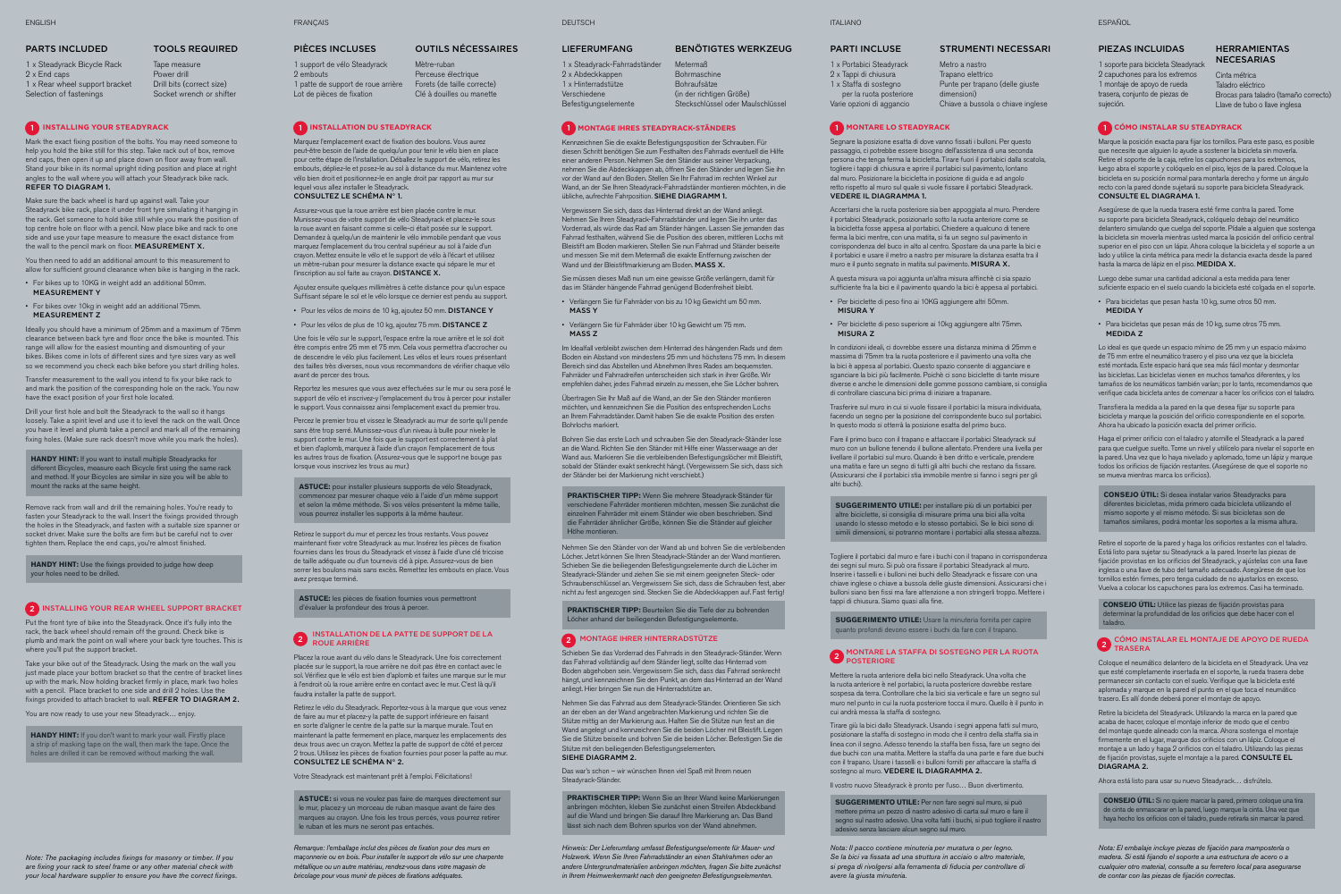ENGLISH

## PARTS INCLUDED

1 x Steadyrack Bicycle Rack
2 x End caps
1 x Rear wheel support bracket
Selection of fastenings

## TOOLS REQUIRED

Tape measure
Power drill
Drill bits (correct size)
Socket wrench or shifter

### 1 INSTALLING YOUR STEADYRACK

Mark the exact fixing position of the bolts. You may need someone to help you hold the bike still for this step. Take rack out of box, remove end caps, then open it up and place down on floor away from wall. Stand your bike in its normal upright riding position and place at right angles to the wall where you will attach your Steadyrack bike rack. **REFER TO DIAGRAM 1.**

Make sure the back wheel is hard up against wall. Take your Steadyrack bike rack, place it under front tyre simulating it hanging in the rack. Get someone to hold bike still while you mark the position of top centre hole on floor with a pencil. Now place bike and rack to one side and use your tape measure to measure the exact distance from the wall to the pencil mark on floor. **MEASUREMENT X.**

You then need to add an additional amount to this measurement to allow for sufficient ground clearance when bike is hanging in the rack.

- For bikes up to 10KG in weight add an additional 50mm. **MEASUREMENT Y**
- For bikes over 10kg in weight add an additional 75mm. **MEASUREMENT Z**

Ideally you should have a minimum of 25mm and a maximum of 75mm clearance between back tyre and floor once the bike is mounted. This range will allow for the easiest mounting and dismounting of your bikes. Bikes come in lots of different sizes and tyre sizes vary as well so we recommend you check each bike before you start drilling holes.

Transfer measurement to the wall you intend to fix your bike rack to and mark the position of the corresponding hole on the rack. You now have the exact position of your first hole located.

Drill your first hole and bolt the Steadyrack to the wall so it hangs loosely. Take a spirit level and use it to level the rack on the wall. Once you have it level and plumb take a pencil and mark all of the remaining fixing holes. (Make sure rack doesn't move while you mark the holes).

**HANDY HINT:** If you want to install multiple Steadyracks for different Bicycles, measure each Bicycle first using the same rack and method. If your Bicycles are similar in size you will be able to mount the racks at the same height.

Remove rack from wall and drill the remaining holes. You're ready to fasten your Steadyrack to the wall. Insert the fixings provided through the holes in the Steadyrack, and fasten with a suitable size spanner or socket driver. Make sure the bolts are firm but be careful not to over tighten them. Replace the end caps, you're almost finished.

**HANDY HINT:** Use the fixings provided to judge how deep your holes need to be drilled.

### 2 INSTALLING YOUR REAR WHEEL SUPPORT BRACKET

Put the front tyre of bike into the Steadyrack. Once it's fully into the rack, the back wheel should remain off the ground. Check bike is plumb and mark the point on wall where your back tyre touches. This is where you'll put the support bracket.

Take your bike out of the Steadyrack. Using the mark on the wall you just made place your bottom bracket so that the centre of bracket lines up with the mark. Now holding bracket firmly in place, mark two holes with a pencil. Place bracket to one side and drill 2 holes. Use the fixings provided to attach bracket to wall. **REFER TO DIAGRAM 2.**

You are now ready to use your new Steadyrack... enjoy.

**HANDY HINT:** If you don't want to mark your wall. Firstly place a strip of masking tape on the wall, then mark the tape. Once the holes are drilled it can be removed without marking the wall.

*Note: The packaging includes fixings for masonry or timber. If you are fixing your rack to steel frame or any other material check with your local hardware supplier to ensure you have the correct fixings.*

FRANÇAIS

## PIÈCES INCLUSES

1 support de vélo Steadyrack
2 embouts
1 patte de support de roue arrière
Lot de pièces de fixation

## OUTILS NÉCESSAIRES

Mètre-ruban
Perceuse électrique
Forets (de taille correcte)
Clé à douilles ou manette

### 1 INSTALLATION DU STEADYRACK

Marquez l'emplacement exact de fixation des boulons. Vous aurez peut-être besoin de l'aide de quelqu'un pour tenir le vélo bien en place pour cette étape de l'installation. Déballez le support de vélo, retirez les embouts, dépliez-le et posez-le au sol à distance du mur. Maintenez votre vélo bien droit et positionnez-le en angle droit par rapport au mur sur lequel vous allez installer le Steadyrack. **CONSULTEZ LE SCHÉMA N° 1.**

Assurez-vous que la roue arrière est bien placée contre le mur. Munissez-vous de votre support de vélo Steadyrack et placez-le sous la roue avant en faisant comme si celle-ci était posée sur le support. Demandez à quelqu'un de maintenir le vélo immobile pendant que vous marquez l'emplacement du trou central supérieur au sol à l'aide d'un crayon. Mettez ensuite le vélo et le support de vélo à l'écart et utilisez un mètre-ruban pour mesurer la distance exacte qui sépare le mur et l'inscription au sol faite au crayon. **DISTANCE X.**

Ajoutez ensuite quelques millimètres à cette distance pour qu'un espace Suffisant sépare le sol et le vélo lorsque ce dernier est pendu au support.

- Pour les vélos de moins de 10 kg, ajoutez 50 mm. **DISTANCE Y**
- Pour les vélos de plus de 10 kg, ajoutez 75 mm. **DISTANCE Z**

Une fois le vélo sur le support, l'espace entre la roue arrière et le sol doit être compris entre 25 mm et 75 mm. Cela vous permettra d'accrocher ou de descendre le vélo plus facilement. Les vélos et leurs roues présentant des tailles très diverses, nous vous recommandons de vérifier chaque vélo avant de percer des trous.

Reportez les mesures que vous avez effectuées sur le mur ou sera posé le support de vélo et inscrivez-y l'emplacement du trou à percer pour installer le support. Vous connaissez ainsi l'emplacement exact du premier trou.

Percez le premier trou et vissez le Steadyrack au mur de sorte qu'il pende sans être trop serré. Munissez-vous d'un niveau à bulle pour niveler le support contre le mur. Une fois que le support est correctement à plat et bien d'aplomb, marquez à l'aide d'un crayon l'emplacement de tous les autres trous de fixation. (Assurez-vous que le support ne bouge pas lorsque vous inscrivez les trous au mur.)

**ASTUCE:** pour installer plusieurs supports de vélo Steadyrack, commencez par mesurer chaque vélo à l'aide d'un même support et selon la même méthode. Si vos vélos présentent la même taille, vous pourrez installer les supports à la même hauteur.

Retirez le support du mur et percez les trous restants. Vous pouvez maintenant fixer votre Steadyrack au mur. Insérez les pièces de fixation fournies dans les trous du Steadyrack et vissez à l'aide d'une clé tricoise de taille adéquate ou d'un tournevis clé à pipe. Assurez-vous de bien serrer les boulons mais sans excès. Remettez les embouts en place. Vous avez presque terminé.

**ASTUCE:** les pièces de fixation fournies vous permettront d'évaluer la profondeur des trous à percer.

### 2 INSTALLATION DE LA PATTE DE SUPPORT DE LA ROUE ARRIÈRE

Placez la roue avant du vélo dans le Steadyrack. Une fois correctement placée sur le support, la roue arrière ne doit pas être en contact avec le sol. Vérifiez que le vélo est bien d'aplomb et faites une marque sur le mur à l'endroit où la roue arrière entre en contact avec le mur. C'est là qu'il faudra installer la patte de support.

Retirez le vélo du Steadyrack. Reportez-vous à la marque que vous venez de faire au mur et placez-y la patte de support inférieure en faisant en sorte d'aligner le centre de la patte sur la marque murale. Tout en maintenant la patte fermement en place, marquez les emplacements des deux trous avec un crayon. Mettez la patte de support de côté et percez 2 trous. Utilisez les pièces de fixation fournies pour poser la patte au mur. **CONSULTEZ LE SCHÉMA N° 2.**

Votre Steadyrack est maintenant prêt à l'emploi. Félicitations!

**ASTUCE:** si vous ne voulez pas faire de marques directement sur le mur, placez-y un morceau de ruban masque avant de faire des marques au crayon. Une fois les trous percés, vous pourrez retirer le ruban et les murs ne seront pas entachés.

*Remarque: l'emballage inclut des pièces de fixation pour des murs en maçonnerie ou en bois. Pour installer le support de vélo sur une charpente métallique ou un autre matériau, rendez-vous dans votre magasin de bricolage pour vous munir de pièces de fixations adéquates.*

DEUTSCH

## LIEFERUMFANG

1 x Steadyrack-Fahrradständer
2 x Abdeckkappen
1 x Hinterradstütze
Verschiedene Befestigungselemente

## BENÖTIGTES WERKZEUG

Metermaß
Bohrmaschine
Bohraufsätze (in der richtigen Größe)
Steckschlüssel oder Maulschlüssel

### 1 MONTAGE IHRES STEADYRACK-STÄNDERS

Kennzeichnen Sie die exakte Befestigungsposition der Schrauben. Für diesen Schritt benötigen Sie zum Festhalten des Fahrrads eventuell die Hilfe einer anderen Person. Nehmen Sie den Ständer aus seiner Verpackung, nehmen Sie die Abdeckkappen ab, öffnen Sie den Ständer und legen Sie ihn vor der Wand auf den Boden. Stellen Sie Ihr Fahrrad im rechten Winkel zur Wand, an der Sie Ihren Steadyrack-Fahrradständer montieren möchten, in die übliche, aufrechte Fahrposition. **SIEHE DIAGRAMM 1.**

Vergewissern Sie sich, dass das Hinterrad direkt an der Wand anliegt. Nehmen Sie Ihren Steadyrack-Fahrradständer und legen Sie ihn unter das Vorderrad, als würde das Rad am Ständer hängen. Lassen Sie jemanden das Fahrrad festhalten, während Sie die Position des oberen, mittleren Lochs mit Bleistift am Boden markieren. Stellen Sie nun Fahrrad und Ständer beiseite und messen Sie mit dem Metermaß die exakte Entfernung zwischen der Wand und der Bleistiftmarkierung am Boden. **MASS X.**

Sie müssen dieses Maß nun um eine gewisse Größe verlängern, damit für das im Ständer hängende Fahrrad genügend Bodenfreiheit bleibt.

- Verlängern Sie für Fahrräder von bis zu 10 kg Gewicht um 50 mm. **MASS Y**
- Verlängern Sie für Fahrräder über 10 kg Gewicht um 75 mm. **MASS Z**

Im Idealfall verbleibt zwischen dem Hinterrad des hängenden Rads und dem Boden ein Abstand von mindestens 25 mm und höchstens 75 mm. In diesem Bereich sind das Abstellen und Abnehmen Ihres Rades am bequemsten. Fahrräder und Fahrradreifen unterscheiden sich stark in ihrer Größe. Wir empfehlen daher, jedes Fahrrad einzeln zu messen, ehe Sie Löcher bohren.

Übertragen Sie Ihr Maß auf die Wand, an der Sie den Ständer montieren möchten, und kennzeichnen Sie die Position des entsprechenden Lochs an Ihrem Fahrradständer. Damit haben Sie die exakte Position des ersten Bohrlochs markiert.

Bohren Sie das erste Loch und schrauben Sie den Steadyrack-Ständer lose an die Wand. Richten Sie den Ständer mit Hilfe einer Wasserwaage an der Wand aus. Markieren Sie die verbleibenden Befestigungslöcher mit Bleistift, sobald der Ständer exakt senkrecht hängt. (Vergewissern Sie sich, dass sich der Ständer bei der Markierung nicht verschiebt.)

**PRAKTISCHER TIPP:** Wenn Sie mehrere Steadyrack-Ständer für verschiedene Fahrräder montieren möchten, messen Sie zunächst die einzelnen Fahrräder mit einem Ständer wie oben beschrieben. Sind die Fahrräder ähnlicher Größe, können Sie die Ständer auf gleicher Höhe montieren.

Nehmen Sie den Ständer von der Wand ab und bohren Sie die verbleibenden Löcher. Jetzt können Sie Ihren Steadyrack-Ständer an der Wand montieren. Schieben Sie die beiliegenden Befestigungselemente durch die Löcher im Steadyrack-Ständer und ziehen Sie sie mit einem geeigneten Steck- oder Schraubenschlüssel an. Vergewissern Sie sich, dass die Schrauben fest, aber nicht zu fest angezogen sind. Stecken Sie die Abdeckkappen auf. Fast fertig!

**PRAKTISCHER TIPP:** Beurteilen Sie die Tiefe der zu bohrenden Löcher anhand der beiliegenden Befestigungselemente.

### 2 MONTAGE IHRER HINTERRADSTÜTZE

Schieben Sie das Vorderrad des Fahrrads in den Steadyrack-Ständer. Wenn das Fahrrad vollständig auf dem Ständer liegt, sollte das Hinterrad vom Boden abgehoben sein. Vergewissern Sie sich, dass das Fahrrad senkrecht hängt, und kennzeichnen Sie den Punkt, an dem das Hinterrad an der Wand anliegt. Hier bringen Sie nun die Hinterradstütze an.

Nehmen Sie das Fahrrad aus dem Steadyrack-Ständer. Orientieren Sie sich an der eben an der Wand angebrachten Markierung und richten Sie die Stütze mittig an der Markierung aus. Halten Sie die Stütze nun fest an die Wand angelegt und kennzeichnen Sie die beiden Löcher mit Bleistift. Legen Sie die Stütze beiseite und bohren Sie die beiden Löcher. Befestigen Sie die Stütze mit den beiliegenden Befestigungselementen. **SIEHE DIAGRAMM 2.**

Das war's schon – wir wünschen Ihnen viel Spaß mit Ihrem neuen Steadyrack-Ständer.

**PRAKTISCHER TIPP:** Wenn Sie an Ihrer Wand keine Markierungen anbringen möchten, kleben Sie zunächst einen Streifen Abdeckband auf die Wand und bringen Sie darauf Ihre Markierung an. Das Band lässt sich nach dem Bohren spurlos von der Wand abnehmen.

*Hinweis: Der Lieferumfang umfasst Befestigungselemente für Mauer- und Holzwerk. Wenn Sie Ihren Fahrradständer an einen Stahlrahmen oder an andere Untergrundmaterialien anbringen möchten, fragen Sie bitte zunächst in Ihrem Heimwerkermarkt nach den geeigneten Befestigungselementen.*

ITALIANO

## PARTI INCLUSE

1 x Portabici Steadyrack
2 x Tappi di chiusura
1 x Staffa di sostegno per la ruota posteriore
Varie opzioni di aggancio

## STRUMENTI NECESSARI

Metro a nastro
Trapano elettrico
Punte per trapano (delle giuste dimensioni)
Chiave a bussola o chiave inglese

### 1 MONTARE LO STEADYRACK

Segnare la posizione esatta di dove vanno fissati i bulloni. Per questo passaggio, ci potrebbe essere bisogno dell'assistenza di una seconda persona che tenga ferma la bicicletta. Tirare fuori il portabici dalla scatola, togliere i tappi di chiusura e aprire il portabici sul pavimento, lontano dal muro. Posizionare la bicicletta in posizione di guida e ad angolo retto rispetto al muro sul quale si vuole fissare il portabici Steadyrack. **VEDERE IL DIAGRAMMA 1.**

Accertarsi che la ruota posteriore sia ben appoggiata al muro. Prendere il portabici Steadyrack, posizionarlo sotto la ruota anteriore come se la bicicletta fosse appesa al portabici. Chiedere a qualcuno di tenere ferma la bici mentre, con una matita, si fa un segno sul pavimento in corrispondenza del buco in alto al centro. Spostare da una parte la bici e il portabici e usare il metro a nastro per misurare la distanza esatta tra il muro e il punto segnato in matita sul pavimento. **MISURA X.**

A questa misura va poi aggiunta un'altra misura affinché ci sia spazio sufficiente fra la bici e il pavimento quando la bici è appesa al portabici.

- Per biciclette di peso fino ai 10KG aggiungere altri 50mm. **MISURA Y**
- Per biciclette di peso superiore ai 10kg aggiungere altri 75mm. **MISURA Z**

In condizioni ideali, ci dovrebbe essere una distanza minima di 25mm e massima di 75mm tra la ruota posteriore e il pavimento una volta che la bici è appesa al portabici. Questo spazio consente di agganciare e sganciare la bici più facilmente. Poiché ci sono biciclette di tante misure diverse e anche le dimensioni delle gomme possono cambiare, si consiglia di controllare ciascuna bici prima di iniziare a trapanare.

Trasferire sul muro in cui si vuole fissare il portabici la misura individuata, facendo un segno per la posizione del corrispondente buco sul portabici. In questo modo si otterrà la posizione esatta del primo buco.

Fare il primo buco con il trapano e attaccare il portabici Steadyrack sul muro con un bullone tenendo il bullone allentato. Prendere una livella per livellare il portabici sul muro. Quando è ben dritto e verticale, prendere una matita e fare un segno di tutti gli altri buchi che restano da fissare. (Assicurarsi che il portabici stia immobile mentre si fanno i segni per gli altri buchi).

**SUGGERIMENTO UTILE:** per installare più di un portabici per altre biciclette, si consiglia di misurare prima una bici alla volta usando lo stesso metodo e lo stesso portabici. Se le bici sono di simili dimensioni, si potranno montare i portabici alla stessa altezza.

Togliere il portabici dal muro e fare i buchi con il trapano in corrispondenza dei segni sul muro. Si può ora fissare il portabici Steadyrack al muro. Inserire i tasselli e i bulloni nei buchi dello Steadyrack e fissare con una chiave inglese o chiave a bussola delle giuste dimensioni. Assicurarsi che i bulloni siano ben fissi ma fare attenzione a non stringerli troppo. Mettere i tappi di chiusura. Siamo quasi alla fine.

**SUGGERIMENTO UTILE:** Usare la minuteria fornita per capire quanto profondi devono essere i buchi da fare con il trapano.

### 2 MONTARE LA STAFFA DI SOSTEGNO PER LA RUOTA POSTERIORE

Mettere la ruota anteriore della bici nello Steadyrack. Una volta che la ruota anteriore è nel portabici, la ruota posteriore dovrebbe restare sospesa da terra. Controllare che la bici sia verticale e fare un segno sul muro nel punto in cui la ruota posteriore tocca il muro. Quello è il punto in cui andrà messa la staffa di sostegno.

Tirare giù la bici dallo Steadyrack. Usando i segni appena fatti sul muro, posizionare la staffa di sostegno in modo che il centro della staffa sia in linea con il segno. Adesso tenendo la staffa ben fissa, fare un segno dei due buchi con una matita. Mettere la staffa da una parte e fare due buchi con il trapano. Usare i tasselli e i bulloni forniti per attaccare la staffa di sostegno al muro. **VEDERE IL DIAGRAMMA 2.**

Il vostro nuovo Steadyrack è pronto per l'uso… Buon divertimento.

**SUGGERIMENTO UTILE:** Per non fare segni sul muro, si può mettere prima un pezzo di nastro adesivo di carta sul muro e fare il segno sul nastro adesivo. Una volta fatti i buchi, si può togliere il nastro adesivo senza lasciare alcun segno sul muro.

*Nota: Il pacco contiene minuteria per muratura o per legno. Se la bici va fissata ad una struttura in acciaio o altro materiale, si prega di rivolgersi alla ferramenta di fiducia per controllare di avere la giusta minuteria.*

ESPAÑOL

## PIEZAS INCLUIDAS

1 soporte para bicicleta Steadyrack
2 capuchones para los extremos
1 montaje de apoyo de rueda trasera, conjunto de piezas de sujeción.

## HERRAMIENTAS NECESARIAS

Cinta métrica
Taladro eléctrico
Brocas para taladro (tamaño correcto)
Llave de tubo o llave inglesa

### 1 CÓMO INSTALAR SU STEADYRACK

Marque la posición exacta para fijar los tornillos. Para este paso, es posible que necesite que alguien lo ayude a sostener la bicicleta sin moverla. Retire el soporte de la caja, retire los capuchones para los extremos, luego abra el soporte y colóquelo en el piso, lejos de la pared. Coloque la bicicleta en su posición normal para montarla derecho y forme un ángulo recto con la pared donde sujetará su soporte para bicicleta Steadyrack. **CONSULTE EL DIAGRAMA 1.**

Asegúrese de que la rueda trasera esté firme contra la pared. Tome su soporte para bicicleta Steadyrack, colóquelo debajo del neumático delantero simulando que cuelga del soporte. Pídale a alguien que sostenga la bicicleta sin moverla mientras usted marca la posición del orificio central superior en el piso con un lápiz. Ahora coloque la bicicleta y el soporte a un lado y utilice la cinta métrica para medir la distancia exacta desde la pared hasta la marca de lápiz en el piso. **MEDIDA X.**

Luego debe sumar una cantidad adicional a esta medida para tener suficiente espacio en el suelo cuando la bicicleta esté colgada en el soporte.

- Para bicicletas que pesan hasta 10 kg, sume otros 50 mm. **MEDIDA Y**
- Para bicicletas que pesan más de 10 kg, sume otros 75 mm. **MEDIDA Z**

Lo ideal es que quede un espacio mínimo de 25 mm y un espacio máximo de 75 mm entre el neumático trasero y el piso una vez que la bicicleta esté montada. Este espacio hará que sea más fácil montar y desmontar las bicicletas. Las bicicletas vienen en muchos tamaños diferentes, y los tamaños de los neumáticos también varían; por lo tanto, recomendamos que verifique cada bicicleta antes de comenzar a hacer los orificios con el taladro.

Transfiera la medida a la pared en la que desea fijar su soporte para bicicleta y marque la posición del orificio correspondiente en el soporte. Ahora ha ubicado la posición exacta del primer orificio.

Haga el primer orificio con el taladro y atornille el Steadyrack a la pared para que cuelgue suelto. Tome un nivel y utilícelo para nivelar el soporte en la pared. Una vez que lo haya nivelado y aplomado, tome un lápiz y marque todos los orificios de fijación restantes. (Asegúrese de que el soporte no se mueva mientras marca los orificios).

**CONSEJO ÚTIL:** Si desea instalar varios Steadyracks para diferentes bicicletas, mida primero cada bicicleta utilizando el mismo soporte y el mismo método. Si sus bicicletas son de tamaños similares, podrá montar los soportes a la misma altura.

Retire el soporte de la pared y haga los orificios restantes con el taladro. Está listo para sujetar su Steadyrack a la pared. Inserte las piezas de fijación provistas en los orificios del Steadyrack, y ajústelas con una llave inglesa o una llave de tubo del tamaño adecuado. Asegúrese de que los tornillos estén firmes, pero tenga cuidado de no ajustarlos en exceso. Vuelva a colocar los capuchones para los extremos. Casi ha terminado.

**CONSEJO ÚTIL:** Utilice las piezas de fijación provistas para determinar la profundidad de los orificios que debe hacer con el taladro.

### 2 CÓMO INSTALAR EL MONTAJE DE APOYO DE RUEDA TRASERA

Coloque el neumático delantero de la bicicleta en el Steadyrack. Una vez que esté completamente insertada en el soporte, la rueda trasera debe permanecer sin contacto con el suelo. Verifique que la bicicleta esté aplomada y marque en la pared el punto en el que toca el neumático trasero. Es allí donde deberá poner el montaje de apoyo.

Retire la bicicleta del Steadyrack. Utilizando la marca en la pared que acaba de hacer, coloque el montaje inferior de modo que el centro del montaje quede alineado con la marca. Ahora sostenga el montaje firmemente en el lugar, marque dos orificios con un lápiz. Coloque el montaje a un lado y haga 2 orificios con el taladro. Utilizando las piezas de fijación provistas, sujete el montaje a la pared. **CONSULTE EL DIAGRAMA 2.**

Ahora está listo para usar su nuevo Steadyrack… disfrútelo.

**CONSEJO ÚTIL:** Si no quiere marcar la pared, primero coloque una tira de cinta de enmascarar en la pared, luego marque la cinta. Una vez que haya hecho los orificios con el taladro, puede retirarla sin marcar la pared.

*Nota: El embalaje incluye piezas de fijación para mampostería o madera. Si está fijando el soporte a una estructura de acero o a cualquier otro material, consulte a su ferretero local para asegurarse de contar con las piezas de fijación correctas.*